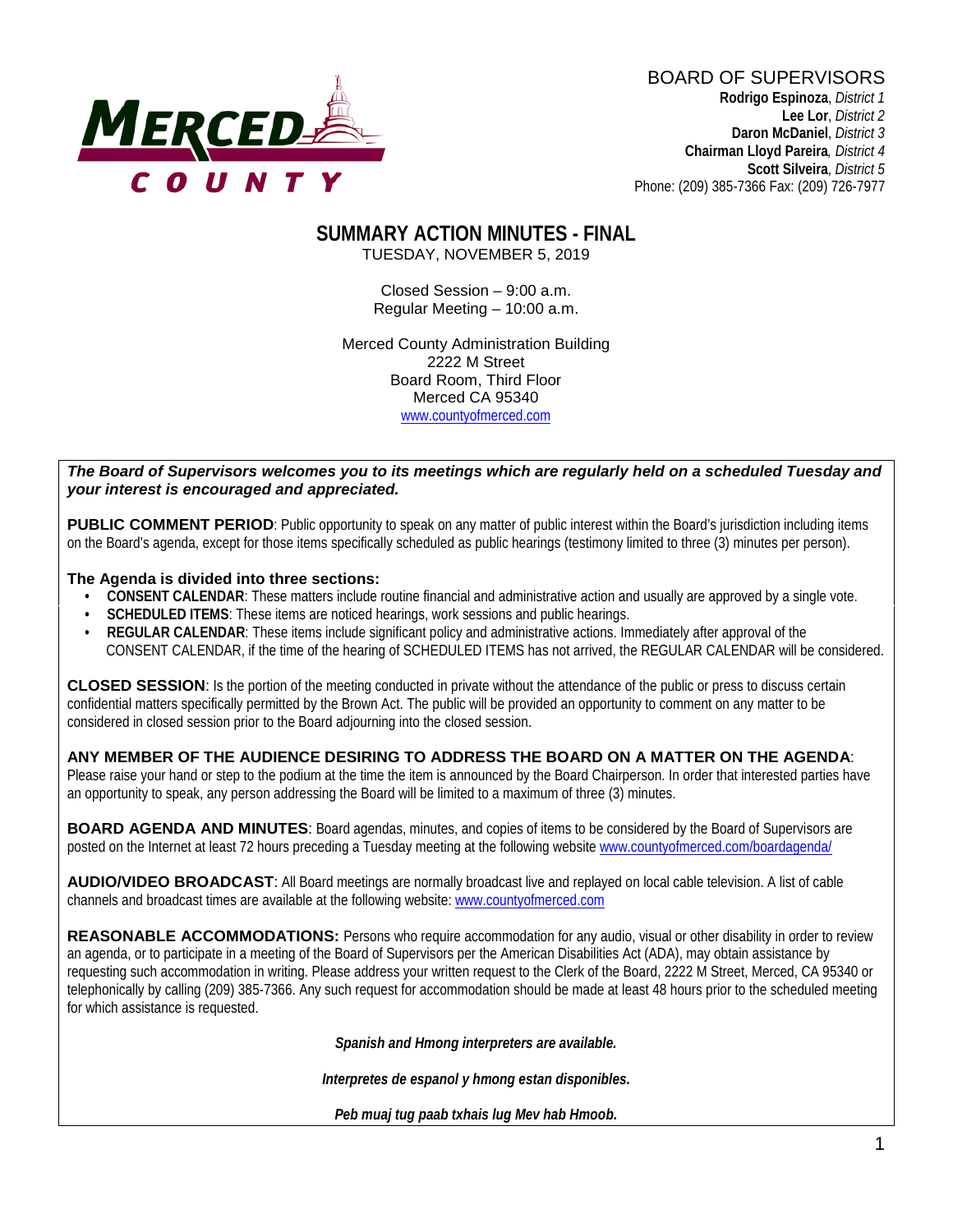MERCED COUNTY

BOARD OF SUPERVISORS
**Rodrigo Espinoza**, *District 1*
**Lee Lor**, *District 2*
**Daron McDaniel**, *District 3*
**Chairman Lloyd Pareira**, *District 4*
**Scott Silveira**, *District 5*
Phone: (209) 385-7366 Fax: (209) 726-7977

# SUMMARY ACTION MINUTES - FINAL

TUESDAY, NOVEMBER 5, 2019

Closed Session – 9:00 a.m.
Regular Meeting – 10:00 a.m.

Merced County Administration Building
2222 M Street
Board Room, Third Floor
Merced CA 95340
www.countyofmerced.com

***The Board of Supervisors welcomes you to its meetings which are regularly held on a scheduled Tuesday and your interest is encouraged and appreciated.***

**PUBLIC COMMENT PERIOD**: Public opportunity to speak on any matter of public interest within the Board's jurisdiction including items on the Board's agenda, except for those items specifically scheduled as public hearings (testimony limited to three (3) minutes per person).

**The Agenda is divided into three sections:**

- **CONSENT CALENDAR**: These matters include routine financial and administrative action and usually are approved by a single vote.
- **SCHEDULED ITEMS**: These items are noticed hearings, work sessions and public hearings.
- **REGULAR CALENDAR**: These items include significant policy and administrative actions. Immediately after approval of the CONSENT CALENDAR, if the time of the hearing of SCHEDULED ITEMS has not arrived, the REGULAR CALENDAR will be considered.

**CLOSED SESSION**: Is the portion of the meeting conducted in private without the attendance of the public or press to discuss certain confidential matters specifically permitted by the Brown Act. The public will be provided an opportunity to comment on any matter to be considered in closed session prior to the Board adjourning into the closed session.

**ANY MEMBER OF THE AUDIENCE DESIRING TO ADDRESS THE BOARD ON A MATTER ON THE AGENDA**: Please raise your hand or step to the podium at the time the item is announced by the Board Chairperson. In order that interested parties have an opportunity to speak, any person addressing the Board will be limited to a maximum of three (3) minutes.

**BOARD AGENDA AND MINUTES**: Board agendas, minutes, and copies of items to be considered by the Board of Supervisors are posted on the Internet at least 72 hours preceding a Tuesday meeting at the following website www.countyofmerced.com/boardagenda/

**AUDIO/VIDEO BROADCAST**: All Board meetings are normally broadcast live and replayed on local cable television. A list of cable channels and broadcast times are available at the following website: www.countyofmerced.com

**REASONABLE ACCOMMODATIONS:** Persons who require accommodation for any audio, visual or other disability in order to review an agenda, or to participate in a meeting of the Board of Supervisors per the American Disabilities Act (ADA), may obtain assistance by requesting such accommodation in writing. Please address your written request to the Clerk of the Board, 2222 M Street, Merced, CA 95340 or telephonically by calling (209) 385-7366. Any such request for accommodation should be made at least 48 hours prior to the scheduled meeting for which assistance is requested.

***Spanish and Hmong interpreters are available.***

***Interpretes de espanol y hmong estan disponibles.***

***Peb muaj tug paab txhais lug Mev hab Hmoob.***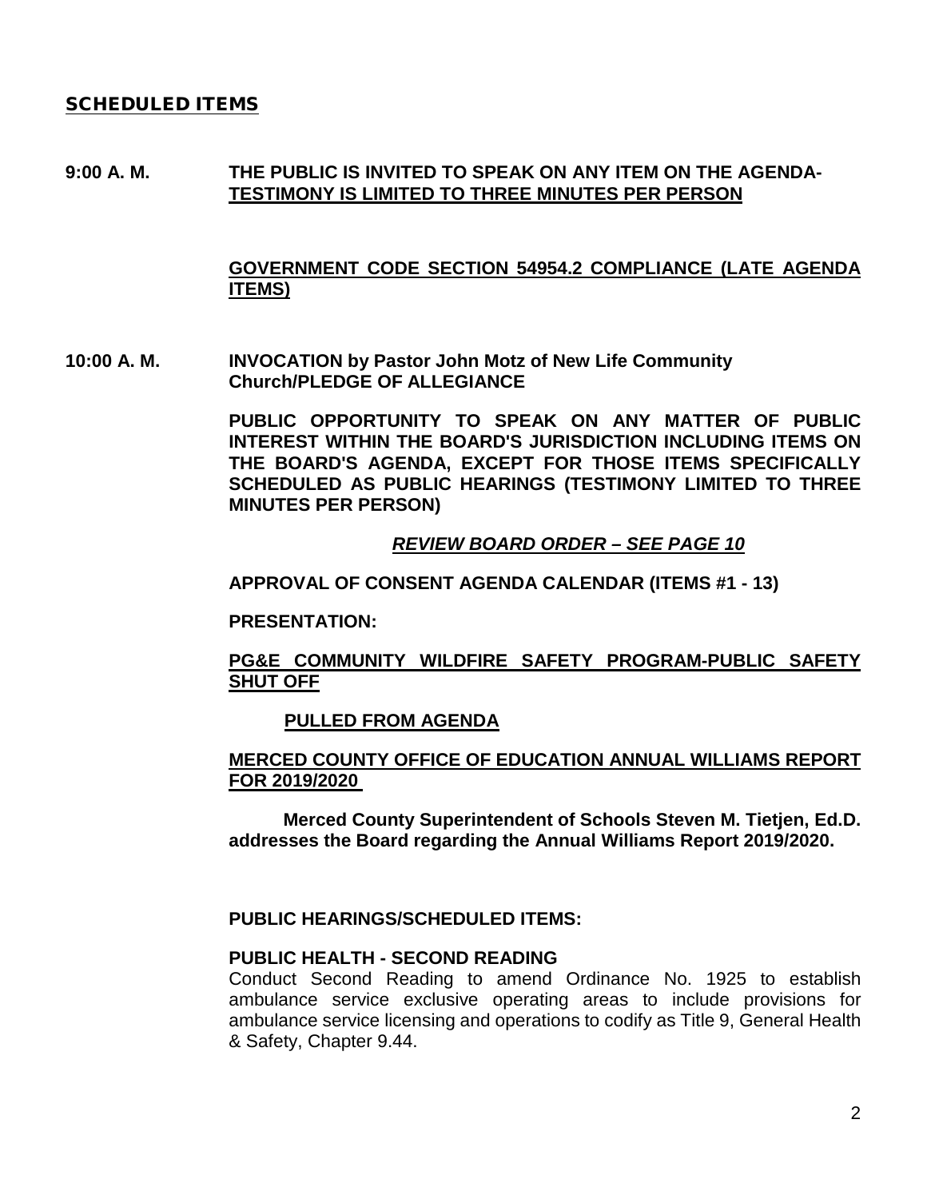## SCHEDULED ITEMS

**9:00 A. M.** **THE PUBLIC IS INVITED TO SPEAK ON ANY ITEM ON THE AGENDA-TESTIMONY IS LIMITED TO THREE MINUTES PER PERSON**

**GOVERNMENT CODE SECTION 54954.2 COMPLIANCE (LATE AGENDA ITEMS)**

**10:00 A. M.** **INVOCATION by Pastor John Motz of New Life Community Church/PLEDGE OF ALLEGIANCE**

**PUBLIC OPPORTUNITY TO SPEAK ON ANY MATTER OF PUBLIC INTEREST WITHIN THE BOARD'S JURISDICTION INCLUDING ITEMS ON THE BOARD'S AGENDA, EXCEPT FOR THOSE ITEMS SPECIFICALLY SCHEDULED AS PUBLIC HEARINGS (TESTIMONY LIMITED TO THREE MINUTES PER PERSON)**

***REVIEW BOARD ORDER – SEE PAGE 10***

**APPROVAL OF CONSENT AGENDA CALENDAR (ITEMS #1 - 13)**

**PRESENTATION:**

**PG&E COMMUNITY WILDFIRE SAFETY PROGRAM-PUBLIC SAFETY SHUT OFF**

**PULLED FROM AGENDA**

**MERCED COUNTY OFFICE OF EDUCATION ANNUAL WILLIAMS REPORT FOR 2019/2020**

**Merced County Superintendent of Schools Steven M. Tietjen, Ed.D. addresses the Board regarding the Annual Williams Report 2019/2020.**

**PUBLIC HEARINGS/SCHEDULED ITEMS:**

**PUBLIC HEALTH - SECOND READING**

Conduct Second Reading to amend Ordinance No. 1925 to establish ambulance service exclusive operating areas to include provisions for ambulance service licensing and operations to codify as Title 9, General Health & Safety, Chapter 9.44.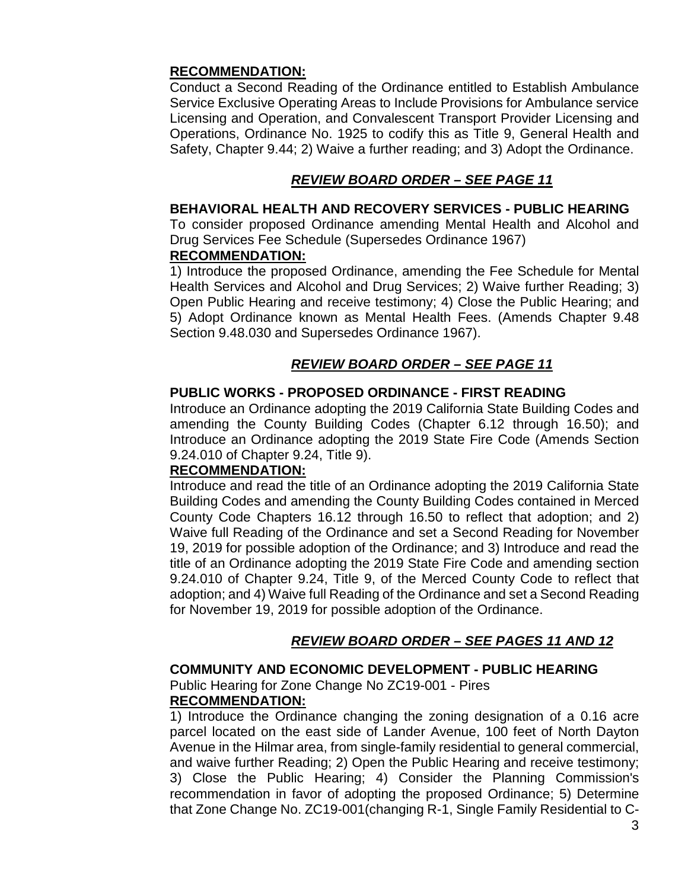**RECOMMENDATION:**

Conduct a Second Reading of the Ordinance entitled to Establish Ambulance Service Exclusive Operating Areas to Include Provisions for Ambulance service Licensing and Operation, and Convalescent Transport Provider Licensing and Operations, Ordinance No. 1925 to codify this as Title 9, General Health and Safety, Chapter 9.44; 2) Waive a further reading; and 3) Adopt the Ordinance.

***REVIEW BOARD ORDER – SEE PAGE 11***

**BEHAVIORAL HEALTH AND RECOVERY SERVICES - PUBLIC HEARING**

To consider proposed Ordinance amending Mental Health and Alcohol and Drug Services Fee Schedule (Supersedes Ordinance 1967)

**RECOMMENDATION:**

1) Introduce the proposed Ordinance, amending the Fee Schedule for Mental Health Services and Alcohol and Drug Services; 2) Waive further Reading; 3) Open Public Hearing and receive testimony; 4) Close the Public Hearing; and 5) Adopt Ordinance known as Mental Health Fees. (Amends Chapter 9.48 Section 9.48.030 and Supersedes Ordinance 1967).

***REVIEW BOARD ORDER – SEE PAGE 11***

**PUBLIC WORKS - PROPOSED ORDINANCE - FIRST READING**

Introduce an Ordinance adopting the 2019 California State Building Codes and amending the County Building Codes (Chapter 6.12 through 16.50); and Introduce an Ordinance adopting the 2019 State Fire Code (Amends Section 9.24.010 of Chapter 9.24, Title 9).

**RECOMMENDATION:**

Introduce and read the title of an Ordinance adopting the 2019 California State Building Codes and amending the County Building Codes contained in Merced County Code Chapters 16.12 through 16.50 to reflect that adoption; and 2) Waive full Reading of the Ordinance and set a Second Reading for November 19, 2019 for possible adoption of the Ordinance; and 3) Introduce and read the title of an Ordinance adopting the 2019 State Fire Code and amending section 9.24.010 of Chapter 9.24, Title 9, of the Merced County Code to reflect that adoption; and 4) Waive full Reading of the Ordinance and set a Second Reading for November 19, 2019 for possible adoption of the Ordinance.

***REVIEW BOARD ORDER – SEE PAGES 11 AND 12***

**COMMUNITY AND ECONOMIC DEVELOPMENT - PUBLIC HEARING**

Public Hearing for Zone Change No ZC19-001 - Pires

**RECOMMENDATION:**

1) Introduce the Ordinance changing the zoning designation of a 0.16 acre parcel located on the east side of Lander Avenue, 100 feet of North Dayton Avenue in the Hilmar area, from single-family residential to general commercial, and waive further Reading; 2) Open the Public Hearing and receive testimony; 3) Close the Public Hearing; 4) Consider the Planning Commission's recommendation in favor of adopting the proposed Ordinance; 5) Determine that Zone Change No. ZC19-001(changing R-1, Single Family Residential to C-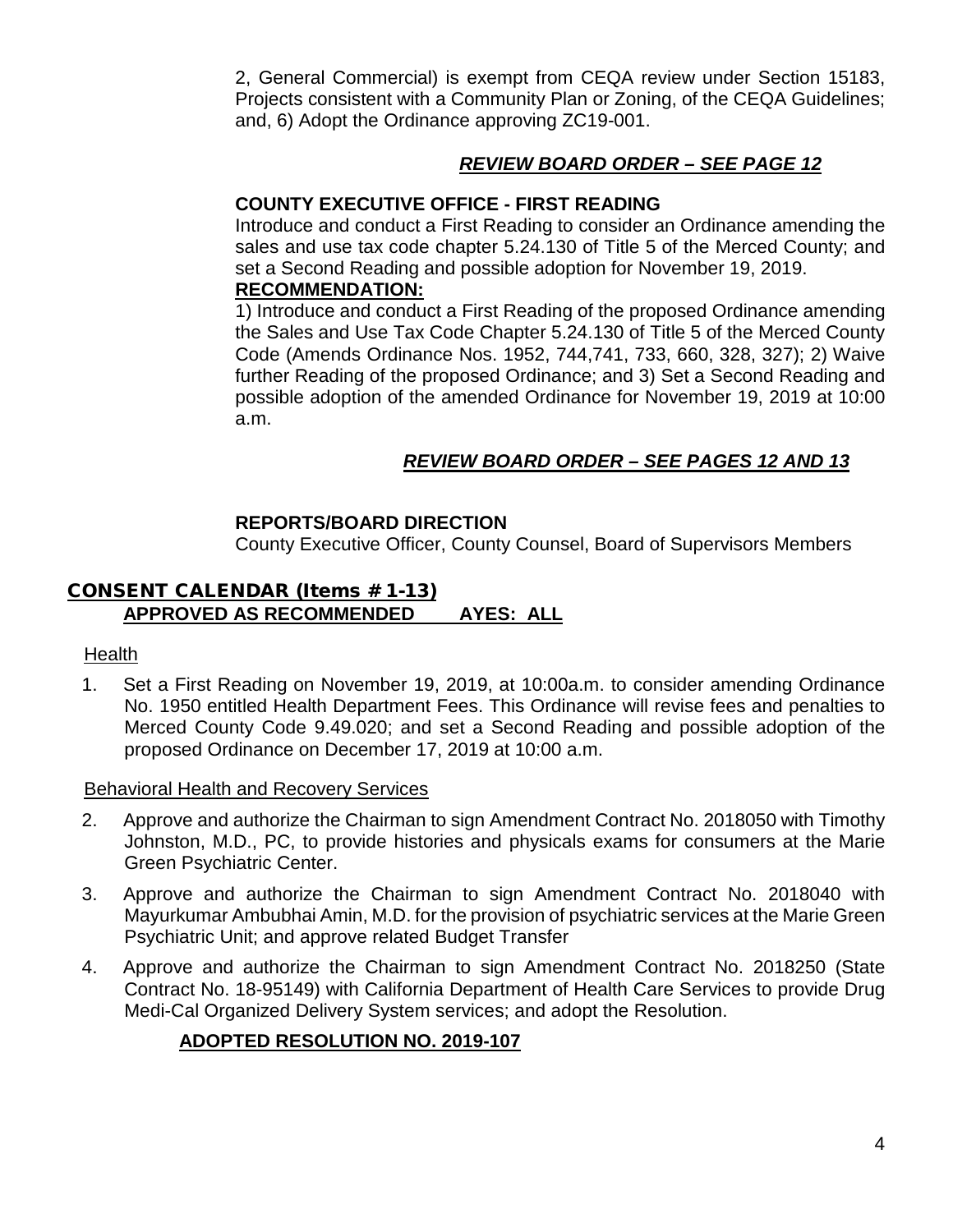2, General Commercial) is exempt from CEQA review under Section 15183, Projects consistent with a Community Plan or Zoning, of the CEQA Guidelines; and, 6) Adopt the Ordinance approving ZC19-001.

***REVIEW BOARD ORDER – SEE PAGE 12***

**COUNTY EXECUTIVE OFFICE - FIRST READING**

Introduce and conduct a First Reading to consider an Ordinance amending the sales and use tax code chapter 5.24.130 of Title 5 of the Merced County; and set a Second Reading and possible adoption for November 19, 2019.

**RECOMMENDATION:**

1) Introduce and conduct a First Reading of the proposed Ordinance amending the Sales and Use Tax Code Chapter 5.24.130 of Title 5 of the Merced County Code (Amends Ordinance Nos. 1952, 744,741, 733, 660, 328, 327); 2) Waive further Reading of the proposed Ordinance; and 3) Set a Second Reading and possible adoption of the amended Ordinance for November 19, 2019 at 10:00 a.m.

***REVIEW BOARD ORDER – SEE PAGES 12 AND 13***

**REPORTS/BOARD DIRECTION**

County Executive Officer, County Counsel, Board of Supervisors Members

## CONSENT CALENDAR (Items # 1-13)

**APPROVED AS RECOMMENDED AYES: ALL**

Health

1. Set a First Reading on November 19, 2019, at 10:00a.m. to consider amending Ordinance No. 1950 entitled Health Department Fees. This Ordinance will revise fees and penalties to Merced County Code 9.49.020; and set a Second Reading and possible adoption of the proposed Ordinance on December 17, 2019 at 10:00 a.m.

Behavioral Health and Recovery Services

2. Approve and authorize the Chairman to sign Amendment Contract No. 2018050 with Timothy Johnston, M.D., PC, to provide histories and physicals exams for consumers at the Marie Green Psychiatric Center.
3. Approve and authorize the Chairman to sign Amendment Contract No. 2018040 with Mayurkumar Ambubhai Amin, M.D. for the provision of psychiatric services at the Marie Green Psychiatric Unit; and approve related Budget Transfer
4. Approve and authorize the Chairman to sign Amendment Contract No. 2018250 (State Contract No. 18-95149) with California Department of Health Care Services to provide Drug Medi-Cal Organized Delivery System services; and adopt the Resolution.

**ADOPTED RESOLUTION NO. 2019-107**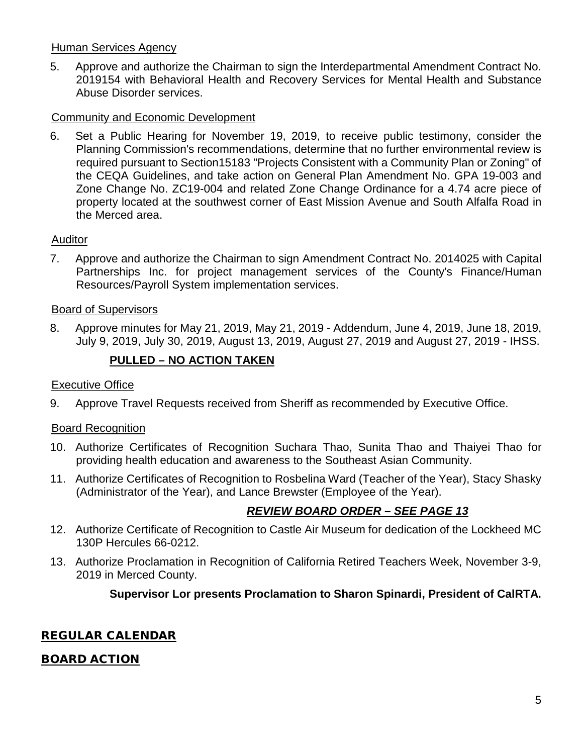Human Services Agency

5. Approve and authorize the Chairman to sign the Interdepartmental Amendment Contract No. 2019154 with Behavioral Health and Recovery Services for Mental Health and Substance Abuse Disorder services.

Community and Economic Development

6. Set a Public Hearing for November 19, 2019, to receive public testimony, consider the Planning Commission's recommendations, determine that no further environmental review is required pursuant to Section15183 "Projects Consistent with a Community Plan or Zoning" of the CEQA Guidelines, and take action on General Plan Amendment No. GPA 19-003 and Zone Change No. ZC19-004 and related Zone Change Ordinance for a 4.74 acre piece of property located at the southwest corner of East Mission Avenue and South Alfalfa Road in the Merced area.

Auditor

7. Approve and authorize the Chairman to sign Amendment Contract No. 2014025 with Capital Partnerships Inc. for project management services of the County's Finance/Human Resources/Payroll System implementation services.

Board of Supervisors

8. Approve minutes for May 21, 2019, May 21, 2019 - Addendum, June 4, 2019, June 18, 2019, July 9, 2019, July 30, 2019, August 13, 2019, August 27, 2019 and August 27, 2019 - IHSS.

**PULLED – NO ACTION TAKEN**

Executive Office

9. Approve Travel Requests received from Sheriff as recommended by Executive Office.

Board Recognition

10. Authorize Certificates of Recognition Suchara Thao, Sunita Thao and Thaiyei Thao for providing health education and awareness to the Southeast Asian Community.
11. Authorize Certificates of Recognition to Rosbelina Ward (Teacher of the Year), Stacy Shasky (Administrator of the Year), and Lance Brewster (Employee of the Year).

***REVIEW BOARD ORDER – SEE PAGE 13***

12. Authorize Certificate of Recognition to Castle Air Museum for dedication of the Lockheed MC 130P Hercules 66-0212.
13. Authorize Proclamation in Recognition of California Retired Teachers Week, November 3-9, 2019 in Merced County.

**Supervisor Lor presents Proclamation to Sharon Spinardi, President of CalRTA.**

## REGULAR CALENDAR

## BOARD ACTION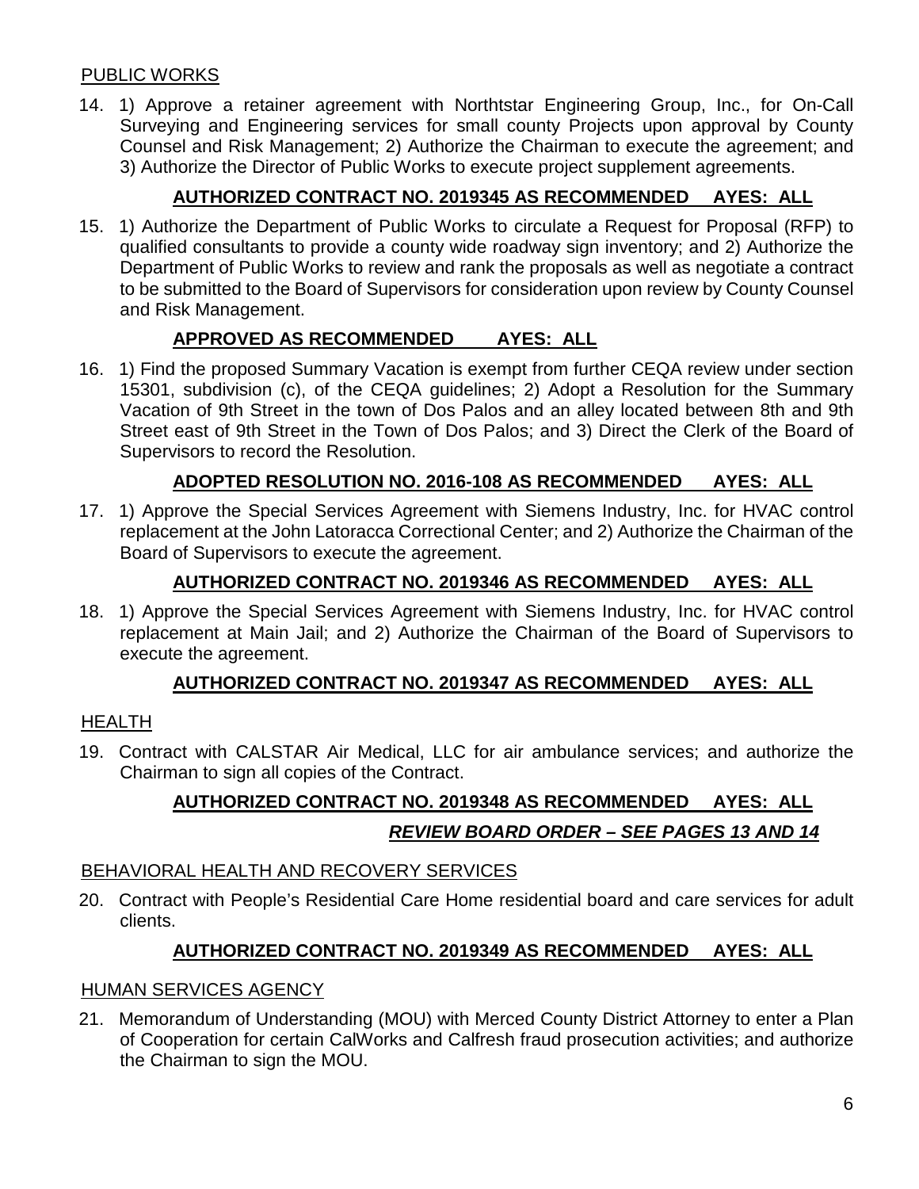PUBLIC WORKS

14. 1) Approve a retainer agreement with Northtstar Engineering Group, Inc., for On-Call Surveying and Engineering services for small county Projects upon approval by County Counsel and Risk Management; 2) Authorize the Chairman to execute the agreement; and 3) Authorize the Director of Public Works to execute project supplement agreements.

**AUTHORIZED CONTRACT NO. 2019345 AS RECOMMENDED AYES: ALL**

15. 1) Authorize the Department of Public Works to circulate a Request for Proposal (RFP) to qualified consultants to provide a county wide roadway sign inventory; and 2) Authorize the Department of Public Works to review and rank the proposals as well as negotiate a contract to be submitted to the Board of Supervisors for consideration upon review by County Counsel and Risk Management.

**APPROVED AS RECOMMENDED AYES: ALL**

16. 1) Find the proposed Summary Vacation is exempt from further CEQA review under section 15301, subdivision (c), of the CEQA guidelines; 2) Adopt a Resolution for the Summary Vacation of 9th Street in the town of Dos Palos and an alley located between 8th and 9th Street east of 9th Street in the Town of Dos Palos; and 3) Direct the Clerk of the Board of Supervisors to record the Resolution.

**ADOPTED RESOLUTION NO. 2016-108 AS RECOMMENDED AYES: ALL**

17. 1) Approve the Special Services Agreement with Siemens Industry, Inc. for HVAC control replacement at the John Latoracca Correctional Center; and 2) Authorize the Chairman of the Board of Supervisors to execute the agreement.

**AUTHORIZED CONTRACT NO. 2019346 AS RECOMMENDED AYES: ALL**

18. 1) Approve the Special Services Agreement with Siemens Industry, Inc. for HVAC control replacement at Main Jail; and 2) Authorize the Chairman of the Board of Supervisors to execute the agreement.

**AUTHORIZED CONTRACT NO. 2019347 AS RECOMMENDED AYES: ALL**

HEALTH

19. Contract with CALSTAR Air Medical, LLC for air ambulance services; and authorize the Chairman to sign all copies of the Contract.

**AUTHORIZED CONTRACT NO. 2019348 AS RECOMMENDED AYES: ALL**

***REVIEW BOARD ORDER – SEE PAGES 13 AND 14***

BEHAVIORAL HEALTH AND RECOVERY SERVICES

20. Contract with People's Residential Care Home residential board and care services for adult clients.

**AUTHORIZED CONTRACT NO. 2019349 AS RECOMMENDED AYES: ALL**

HUMAN SERVICES AGENCY

21. Memorandum of Understanding (MOU) with Merced County District Attorney to enter a Plan of Cooperation for certain CalWorks and Calfresh fraud prosecution activities; and authorize the Chairman to sign the MOU.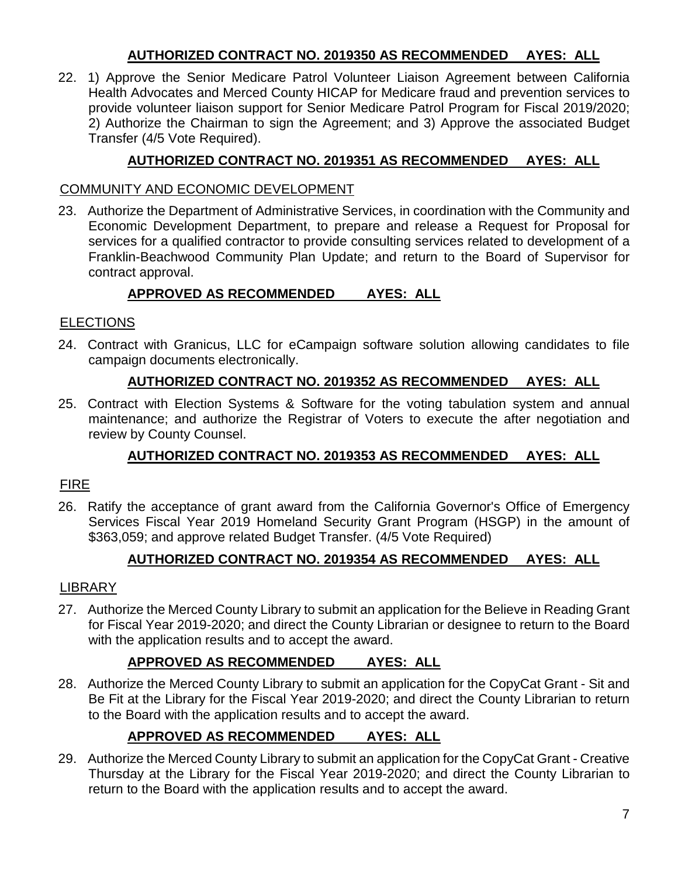**AUTHORIZED CONTRACT NO. 2019350 AS RECOMMENDED AYES: ALL**

22. 1) Approve the Senior Medicare Patrol Volunteer Liaison Agreement between California Health Advocates and Merced County HICAP for Medicare fraud and prevention services to provide volunteer liaison support for Senior Medicare Patrol Program for Fiscal 2019/2020; 2) Authorize the Chairman to sign the Agreement; and 3) Approve the associated Budget Transfer (4/5 Vote Required).

**AUTHORIZED CONTRACT NO. 2019351 AS RECOMMENDED AYES: ALL**

COMMUNITY AND ECONOMIC DEVELOPMENT

23. Authorize the Department of Administrative Services, in coordination with the Community and Economic Development Department, to prepare and release a Request for Proposal for services for a qualified contractor to provide consulting services related to development of a Franklin-Beachwood Community Plan Update; and return to the Board of Supervisor for contract approval.

**APPROVED AS RECOMMENDED AYES: ALL**

ELECTIONS

24. Contract with Granicus, LLC for eCampaign software solution allowing candidates to file campaign documents electronically.

**AUTHORIZED CONTRACT NO. 2019352 AS RECOMMENDED AYES: ALL**

25. Contract with Election Systems & Software for the voting tabulation system and annual maintenance; and authorize the Registrar of Voters to execute the after negotiation and review by County Counsel.

**AUTHORIZED CONTRACT NO. 2019353 AS RECOMMENDED AYES: ALL**

FIRE

26. Ratify the acceptance of grant award from the California Governor's Office of Emergency Services Fiscal Year 2019 Homeland Security Grant Program (HSGP) in the amount of $363,059; and approve related Budget Transfer. (4/5 Vote Required)

**AUTHORIZED CONTRACT NO. 2019354 AS RECOMMENDED AYES: ALL**

LIBRARY

27. Authorize the Merced County Library to submit an application for the Believe in Reading Grant for Fiscal Year 2019-2020; and direct the County Librarian or designee to return to the Board with the application results and to accept the award.

**APPROVED AS RECOMMENDED AYES: ALL**

28. Authorize the Merced County Library to submit an application for the CopyCat Grant - Sit and Be Fit at the Library for the Fiscal Year 2019-2020; and direct the County Librarian to return to the Board with the application results and to accept the award.

**APPROVED AS RECOMMENDED AYES: ALL**

29. Authorize the Merced County Library to submit an application for the CopyCat Grant - Creative Thursday at the Library for the Fiscal Year 2019-2020; and direct the County Librarian to return to the Board with the application results and to accept the award.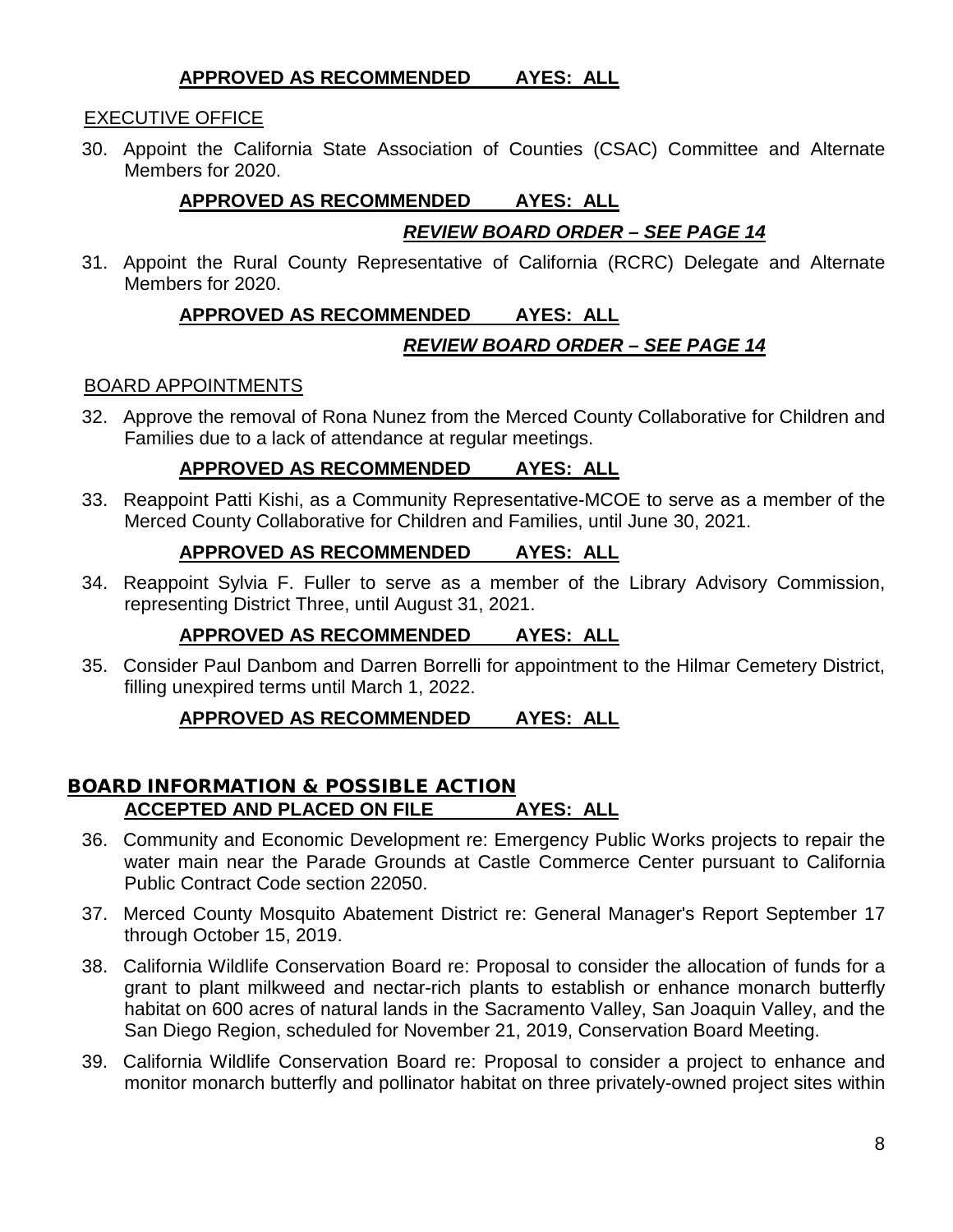**APPROVED AS RECOMMENDED AYES: ALL**

EXECUTIVE OFFICE

30. Appoint the California State Association of Counties (CSAC) Committee and Alternate Members for 2020.

**APPROVED AS RECOMMENDED AYES: ALL**

***REVIEW BOARD ORDER – SEE PAGE 14***

31. Appoint the Rural County Representative of California (RCRC) Delegate and Alternate Members for 2020.

**APPROVED AS RECOMMENDED AYES: ALL**

***REVIEW BOARD ORDER – SEE PAGE 14***

BOARD APPOINTMENTS

32. Approve the removal of Rona Nunez from the Merced County Collaborative for Children and Families due to a lack of attendance at regular meetings.

**APPROVED AS RECOMMENDED AYES: ALL**

33. Reappoint Patti Kishi, as a Community Representative-MCOE to serve as a member of the Merced County Collaborative for Children and Families, until June 30, 2021.

**APPROVED AS RECOMMENDED AYES: ALL**

34. Reappoint Sylvia F. Fuller to serve as a member of the Library Advisory Commission, representing District Three, until August 31, 2021.

**APPROVED AS RECOMMENDED AYES: ALL**

35. Consider Paul Danbom and Darren Borrelli for appointment to the Hilmar Cemetery District, filling unexpired terms until March 1, 2022.

**APPROVED AS RECOMMENDED AYES: ALL**

## BOARD INFORMATION & POSSIBLE ACTION

**ACCEPTED AND PLACED ON FILE AYES: ALL**

36. Community and Economic Development re: Emergency Public Works projects to repair the water main near the Parade Grounds at Castle Commerce Center pursuant to California Public Contract Code section 22050.
37. Merced County Mosquito Abatement District re: General Manager's Report September 17 through October 15, 2019.
38. California Wildlife Conservation Board re: Proposal to consider the allocation of funds for a grant to plant milkweed and nectar-rich plants to establish or enhance monarch butterfly habitat on 600 acres of natural lands in the Sacramento Valley, San Joaquin Valley, and the San Diego Region, scheduled for November 21, 2019, Conservation Board Meeting.
39. California Wildlife Conservation Board re: Proposal to consider a project to enhance and monitor monarch butterfly and pollinator habitat on three privately-owned project sites within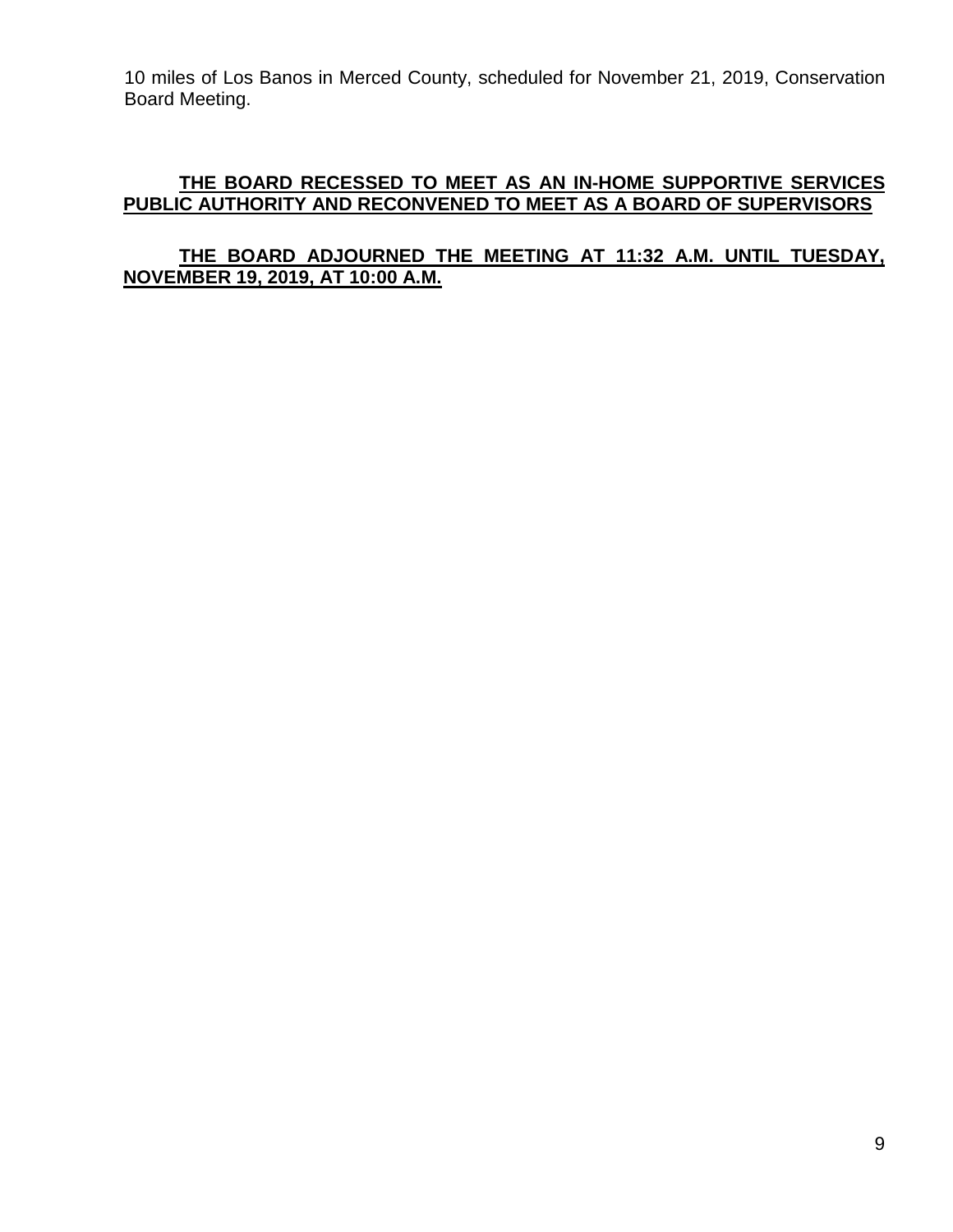10 miles of Los Banos in Merced County, scheduled for November 21, 2019, Conservation Board Meeting.

**THE BOARD RECESSED TO MEET AS AN IN-HOME SUPPORTIVE SERVICES PUBLIC AUTHORITY AND RECONVENED TO MEET AS A BOARD OF SUPERVISORS**

**THE BOARD ADJOURNED THE MEETING AT 11:32 A.M. UNTIL TUESDAY, NOVEMBER 19, 2019, AT 10:00 A.M.**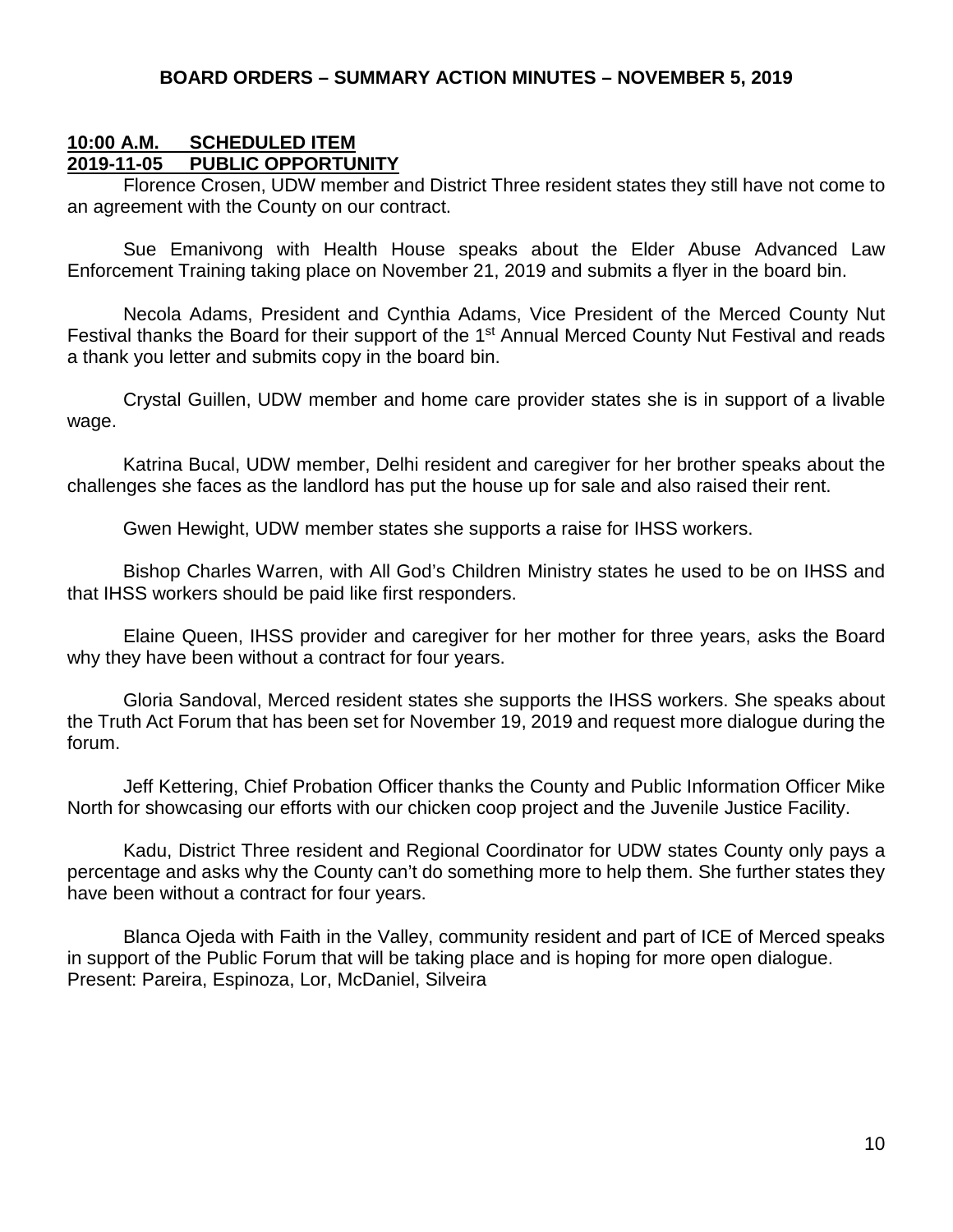**BOARD ORDERS – SUMMARY ACTION MINUTES – NOVEMBER 5, 2019**

**10:00 A.M. SCHEDULED ITEM**
**2019-11-05 PUBLIC OPPORTUNITY**

Florence Crosen, UDW member and District Three resident states they still have not come to an agreement with the County on our contract.

Sue Emanivong with Health House speaks about the Elder Abuse Advanced Law Enforcement Training taking place on November 21, 2019 and submits a flyer in the board bin.

Necola Adams, President and Cynthia Adams, Vice President of the Merced County Nut Festival thanks the Board for their support of the 1st Annual Merced County Nut Festival and reads a thank you letter and submits copy in the board bin.

Crystal Guillen, UDW member and home care provider states she is in support of a livable wage.

Katrina Bucal, UDW member, Delhi resident and caregiver for her brother speaks about the challenges she faces as the landlord has put the house up for sale and also raised their rent.

Gwen Hewight, UDW member states she supports a raise for IHSS workers.

Bishop Charles Warren, with All God's Children Ministry states he used to be on IHSS and that IHSS workers should be paid like first responders.

Elaine Queen, IHSS provider and caregiver for her mother for three years, asks the Board why they have been without a contract for four years.

Gloria Sandoval, Merced resident states she supports the IHSS workers. She speaks about the Truth Act Forum that has been set for November 19, 2019 and request more dialogue during the forum.

Jeff Kettering, Chief Probation Officer thanks the County and Public Information Officer Mike North for showcasing our efforts with our chicken coop project and the Juvenile Justice Facility.

Kadu, District Three resident and Regional Coordinator for UDW states County only pays a percentage and asks why the County can't do something more to help them. She further states they have been without a contract for four years.

Blanca Ojeda with Faith in the Valley, community resident and part of ICE of Merced speaks in support of the Public Forum that will be taking place and is hoping for more open dialogue.
Present: Pareira, Espinoza, Lor, McDaniel, Silveira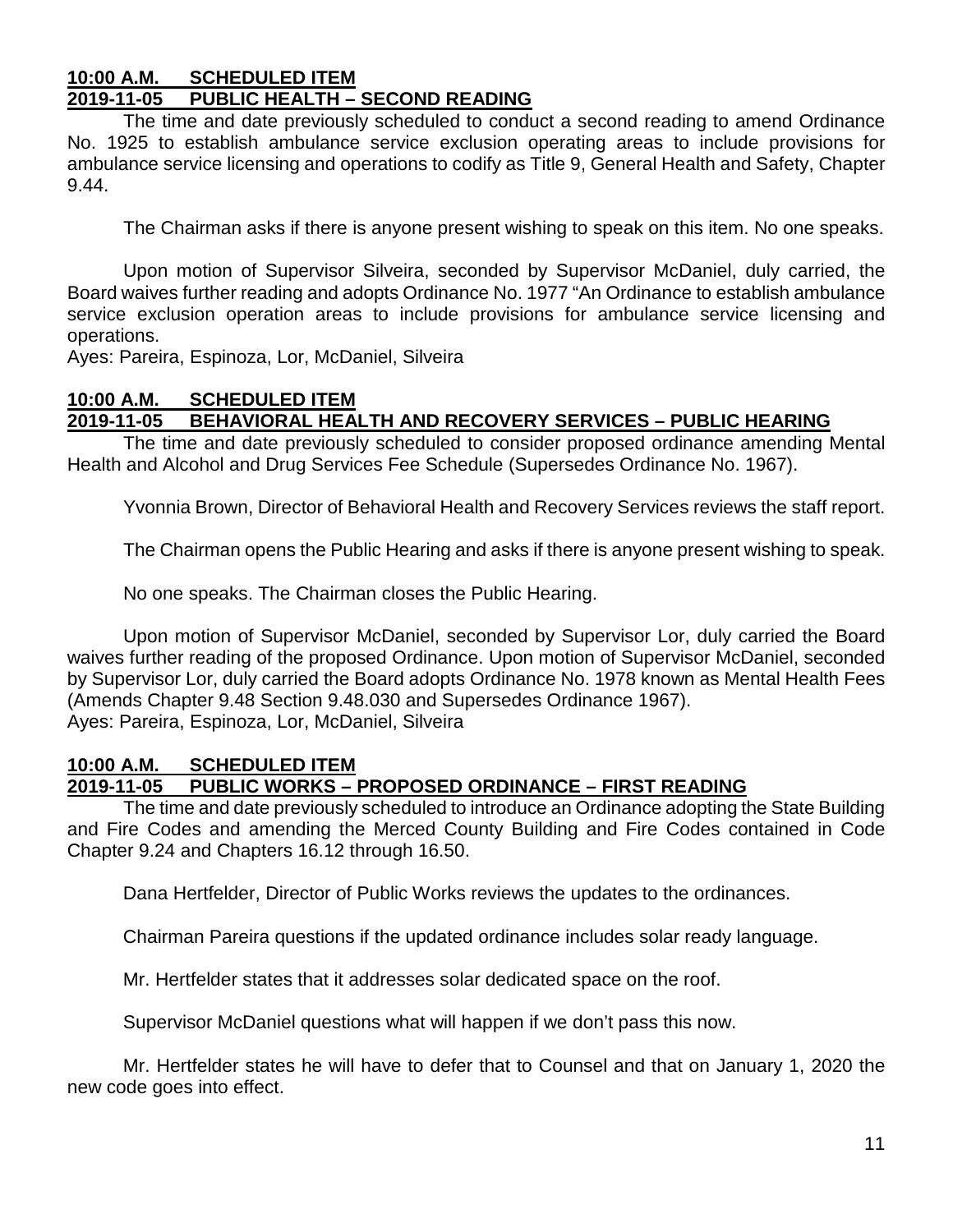**10:00 A.M. SCHEDULED ITEM**
**2019-11-05 PUBLIC HEALTH – SECOND READING**

The time and date previously scheduled to conduct a second reading to amend Ordinance No. 1925 to establish ambulance service exclusion operating areas to include provisions for ambulance service licensing and operations to codify as Title 9, General Health and Safety, Chapter 9.44.

The Chairman asks if there is anyone present wishing to speak on this item. No one speaks.

Upon motion of Supervisor Silveira, seconded by Supervisor McDaniel, duly carried, the Board waives further reading and adopts Ordinance No. 1977 "An Ordinance to establish ambulance service exclusion operation areas to include provisions for ambulance service licensing and operations.
Ayes: Pareira, Espinoza, Lor, McDaniel, Silveira

**10:00 A.M. SCHEDULED ITEM**
**2019-11-05 BEHAVIORAL HEALTH AND RECOVERY SERVICES – PUBLIC HEARING**

The time and date previously scheduled to consider proposed ordinance amending Mental Health and Alcohol and Drug Services Fee Schedule (Supersedes Ordinance No. 1967).

Yvonnia Brown, Director of Behavioral Health and Recovery Services reviews the staff report.

The Chairman opens the Public Hearing and asks if there is anyone present wishing to speak.

No one speaks. The Chairman closes the Public Hearing.

Upon motion of Supervisor McDaniel, seconded by Supervisor Lor, duly carried the Board waives further reading of the proposed Ordinance. Upon motion of Supervisor McDaniel, seconded by Supervisor Lor, duly carried the Board adopts Ordinance No. 1978 known as Mental Health Fees (Amends Chapter 9.48 Section 9.48.030 and Supersedes Ordinance 1967).
Ayes: Pareira, Espinoza, Lor, McDaniel, Silveira

**10:00 A.M. SCHEDULED ITEM**
**2019-11-05 PUBLIC WORKS – PROPOSED ORDINANCE – FIRST READING**

The time and date previously scheduled to introduce an Ordinance adopting the State Building and Fire Codes and amending the Merced County Building and Fire Codes contained in Code Chapter 9.24 and Chapters 16.12 through 16.50.

Dana Hertfelder, Director of Public Works reviews the updates to the ordinances.

Chairman Pareira questions if the updated ordinance includes solar ready language.

Mr. Hertfelder states that it addresses solar dedicated space on the roof.

Supervisor McDaniel questions what will happen if we don't pass this now.

Mr. Hertfelder states he will have to defer that to Counsel and that on January 1, 2020 the new code goes into effect.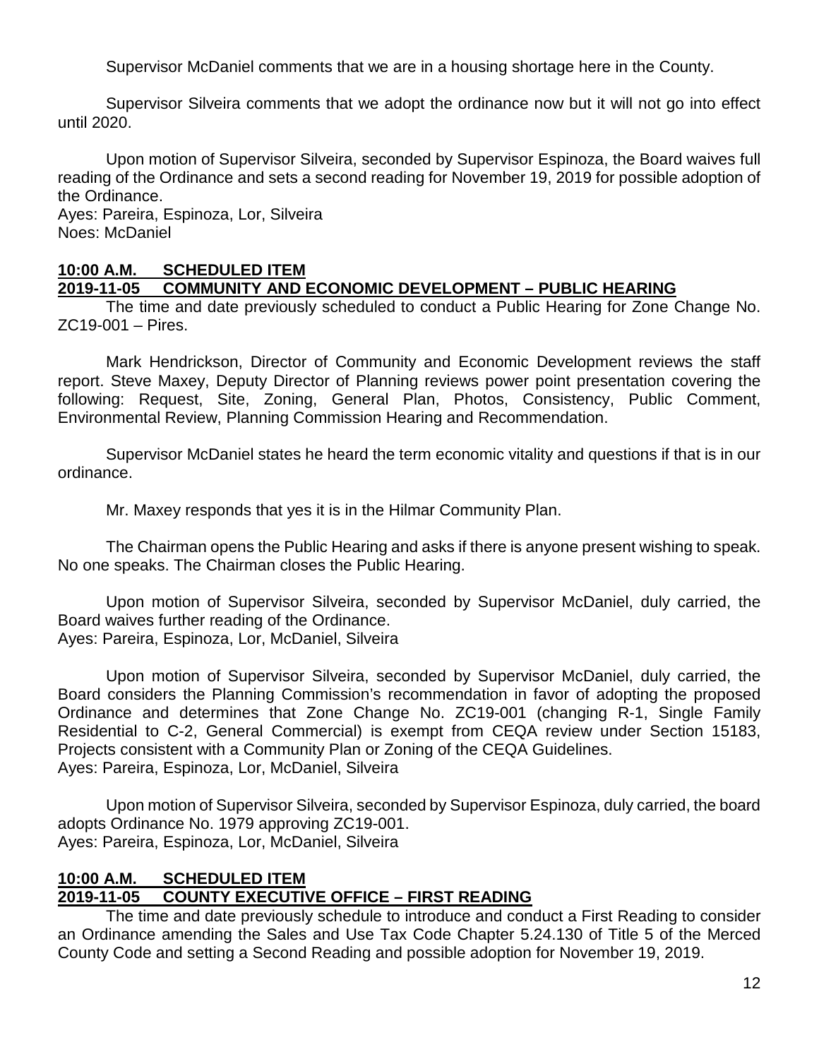Supervisor McDaniel comments that we are in a housing shortage here in the County.

Supervisor Silveira comments that we adopt the ordinance now but it will not go into effect until 2020.

Upon motion of Supervisor Silveira, seconded by Supervisor Espinoza, the Board waives full reading of the Ordinance and sets a second reading for November 19, 2019 for possible adoption of the Ordinance.
Ayes: Pareira, Espinoza, Lor, Silveira
Noes: McDaniel

**10:00 A.M. SCHEDULED ITEM**
**2019-11-05 COMMUNITY AND ECONOMIC DEVELOPMENT – PUBLIC HEARING**

The time and date previously scheduled to conduct a Public Hearing for Zone Change No. ZC19-001 – Pires.

Mark Hendrickson, Director of Community and Economic Development reviews the staff report. Steve Maxey, Deputy Director of Planning reviews power point presentation covering the following: Request, Site, Zoning, General Plan, Photos, Consistency, Public Comment, Environmental Review, Planning Commission Hearing and Recommendation.

Supervisor McDaniel states he heard the term economic vitality and questions if that is in our ordinance.

Mr. Maxey responds that yes it is in the Hilmar Community Plan.

The Chairman opens the Public Hearing and asks if there is anyone present wishing to speak. No one speaks. The Chairman closes the Public Hearing.

Upon motion of Supervisor Silveira, seconded by Supervisor McDaniel, duly carried, the Board waives further reading of the Ordinance.
Ayes: Pareira, Espinoza, Lor, McDaniel, Silveira

Upon motion of Supervisor Silveira, seconded by Supervisor McDaniel, duly carried, the Board considers the Planning Commission's recommendation in favor of adopting the proposed Ordinance and determines that Zone Change No. ZC19-001 (changing R-1, Single Family Residential to C-2, General Commercial) is exempt from CEQA review under Section 15183, Projects consistent with a Community Plan or Zoning of the CEQA Guidelines.
Ayes: Pareira, Espinoza, Lor, McDaniel, Silveira

Upon motion of Supervisor Silveira, seconded by Supervisor Espinoza, duly carried, the board adopts Ordinance No. 1979 approving ZC19-001.
Ayes: Pareira, Espinoza, Lor, McDaniel, Silveira

**10:00 A.M. SCHEDULED ITEM**
**2019-11-05 COUNTY EXECUTIVE OFFICE – FIRST READING**

The time and date previously schedule to introduce and conduct a First Reading to consider an Ordinance amending the Sales and Use Tax Code Chapter 5.24.130 of Title 5 of the Merced County Code and setting a Second Reading and possible adoption for November 19, 2019.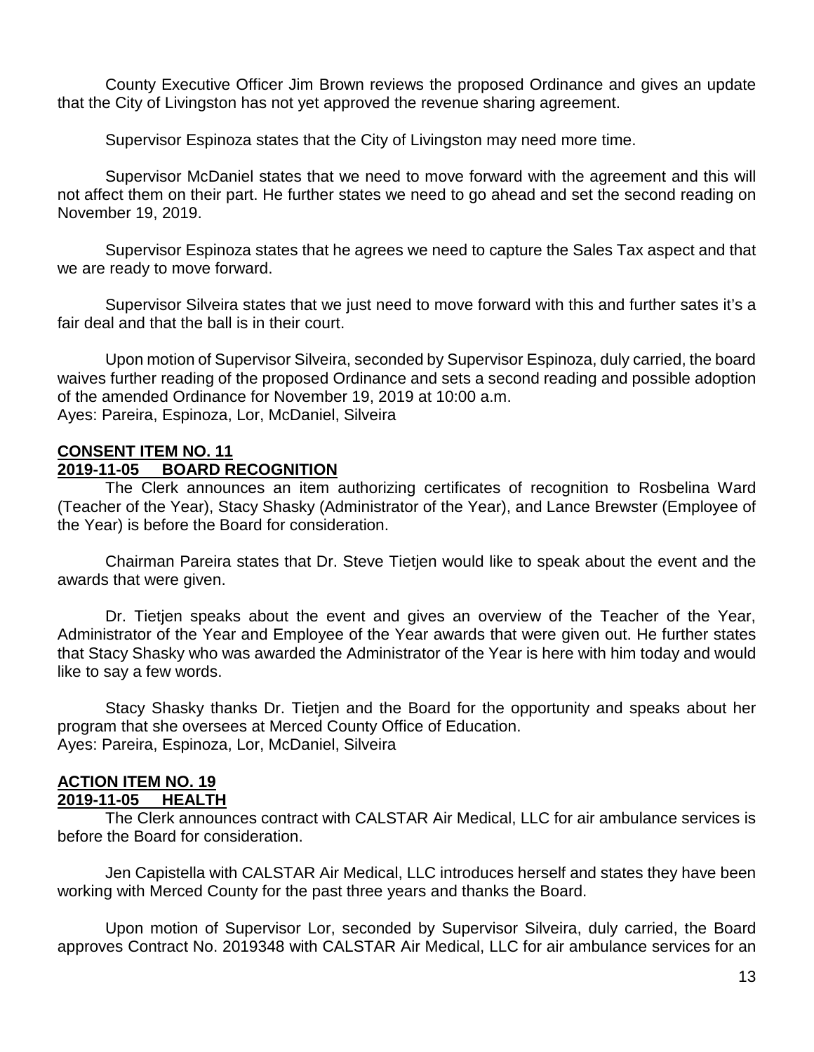County Executive Officer Jim Brown reviews the proposed Ordinance and gives an update that the City of Livingston has not yet approved the revenue sharing agreement.

Supervisor Espinoza states that the City of Livingston may need more time.

Supervisor McDaniel states that we need to move forward with the agreement and this will not affect them on their part. He further states we need to go ahead and set the second reading on November 19, 2019.

Supervisor Espinoza states that he agrees we need to capture the Sales Tax aspect and that we are ready to move forward.

Supervisor Silveira states that we just need to move forward with this and further sates it's a fair deal and that the ball is in their court.

Upon motion of Supervisor Silveira, seconded by Supervisor Espinoza, duly carried, the board waives further reading of the proposed Ordinance and sets a second reading and possible adoption of the amended Ordinance for November 19, 2019 at 10:00 a.m.
Ayes: Pareira, Espinoza, Lor, McDaniel, Silveira

**CONSENT ITEM NO. 11**
**2019-11-05 BOARD RECOGNITION**

The Clerk announces an item authorizing certificates of recognition to Rosbelina Ward (Teacher of the Year), Stacy Shasky (Administrator of the Year), and Lance Brewster (Employee of the Year) is before the Board for consideration.

Chairman Pareira states that Dr. Steve Tietjen would like to speak about the event and the awards that were given.

Dr. Tietjen speaks about the event and gives an overview of the Teacher of the Year, Administrator of the Year and Employee of the Year awards that were given out. He further states that Stacy Shasky who was awarded the Administrator of the Year is here with him today and would like to say a few words.

Stacy Shasky thanks Dr. Tietjen and the Board for the opportunity and speaks about her program that she oversees at Merced County Office of Education.
Ayes: Pareira, Espinoza, Lor, McDaniel, Silveira

**ACTION ITEM NO. 19**
**2019-11-05 HEALTH**

The Clerk announces contract with CALSTAR Air Medical, LLC for air ambulance services is before the Board for consideration.

Jen Capistella with CALSTAR Air Medical, LLC introduces herself and states they have been working with Merced County for the past three years and thanks the Board.

Upon motion of Supervisor Lor, seconded by Supervisor Silveira, duly carried, the Board approves Contract No. 2019348 with CALSTAR Air Medical, LLC for air ambulance services for an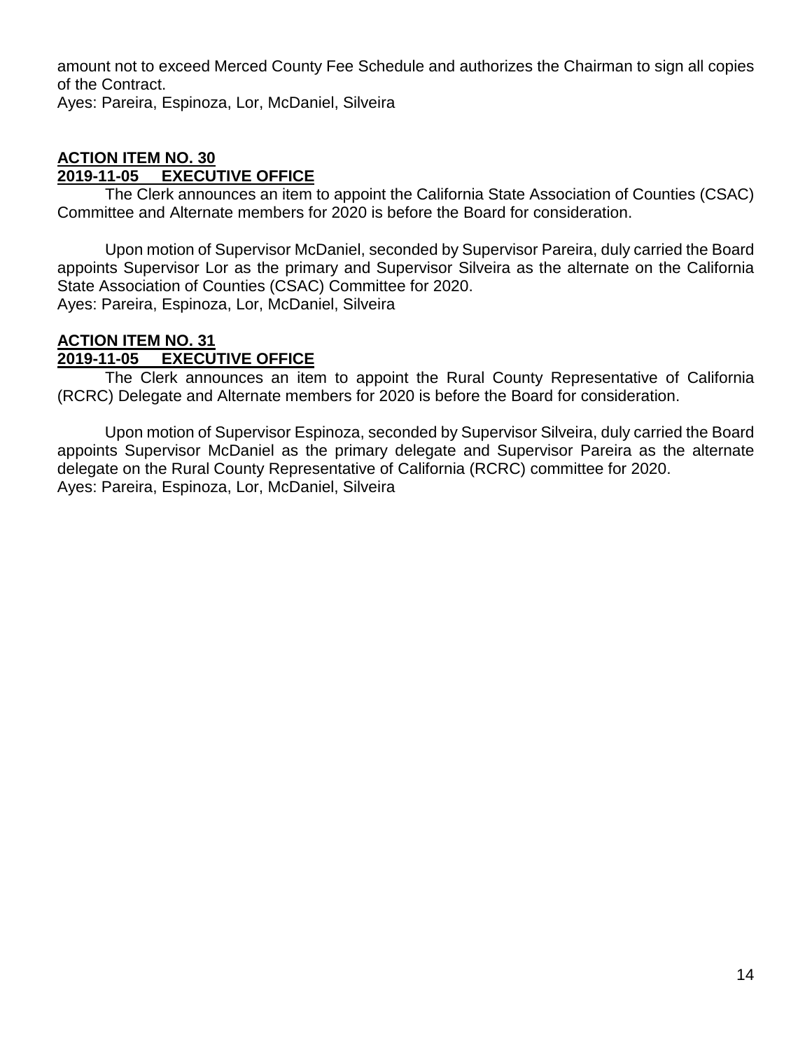amount not to exceed Merced County Fee Schedule and authorizes the Chairman to sign all copies of the Contract.
Ayes: Pareira, Espinoza, Lor, McDaniel, Silveira

**ACTION ITEM NO. 30**
**2019-11-05 EXECUTIVE OFFICE**

The Clerk announces an item to appoint the California State Association of Counties (CSAC) Committee and Alternate members for 2020 is before the Board for consideration.

Upon motion of Supervisor McDaniel, seconded by Supervisor Pareira, duly carried the Board appoints Supervisor Lor as the primary and Supervisor Silveira as the alternate on the California State Association of Counties (CSAC) Committee for 2020.
Ayes: Pareira, Espinoza, Lor, McDaniel, Silveira

**ACTION ITEM NO. 31**
**2019-11-05 EXECUTIVE OFFICE**

The Clerk announces an item to appoint the Rural County Representative of California (RCRC) Delegate and Alternate members for 2020 is before the Board for consideration.

Upon motion of Supervisor Espinoza, seconded by Supervisor Silveira, duly carried the Board appoints Supervisor McDaniel as the primary delegate and Supervisor Pareira as the alternate delegate on the Rural County Representative of California (RCRC) committee for 2020.
Ayes: Pareira, Espinoza, Lor, McDaniel, Silveira